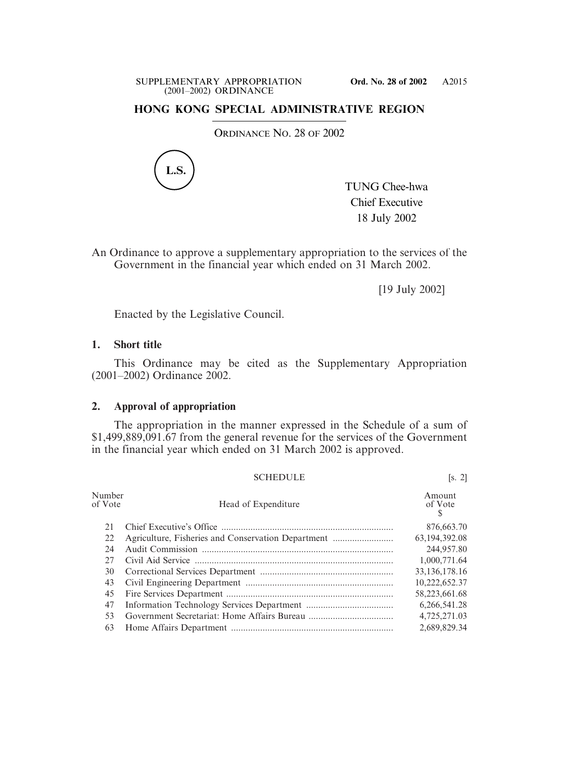# HONG KONG SPECIAL ADMINISTRATIVE REGION

ORDINANCE NO. 28 OF 2002

L.S.

TUNG Chee-hwa
Chief Executive
18 July 2002

An Ordinance to approve a supplementary appropriation to the services of the Government in the financial year which ended on 31 March 2002.

[19 July 2002]

Enacted by the Legislative Council.

## 1. Short title

This Ordinance may be cited as the Supplementary Appropriation (2001–2002) Ordinance 2002.

## 2. Approval of appropriation

The appropriation in the manner expressed in the Schedule of a sum of $1,499,889,091.67 from the general revenue for the services of the Government in the financial year which ended on 31 March 2002 is approved.

SCHEDULE [s. 2]

| Number of Vote | Head of Expenditure | Amount of Vote $ |
|---|---|---|
| 21 | Chief Executive's Office | 876,663.70 |
| 22 | Agriculture, Fisheries and Conservation Department | 63,194,392.08 |
| 24 | Audit Commission | 244,957.80 |
| 27 | Civil Aid Service | 1,000,771.64 |
| 30 | Correctional Services Department | 33,136,178.16 |
| 43 | Civil Engineering Department | 10,222,652.37 |
| 45 | Fire Services Department | 58,223,661.68 |
| 47 | Information Technology Services Department | 6,266,541.28 |
| 53 | Government Secretariat: Home Affairs Bureau | 4,725,271.03 |
| 63 | Home Affairs Department | 2,689,829.34 |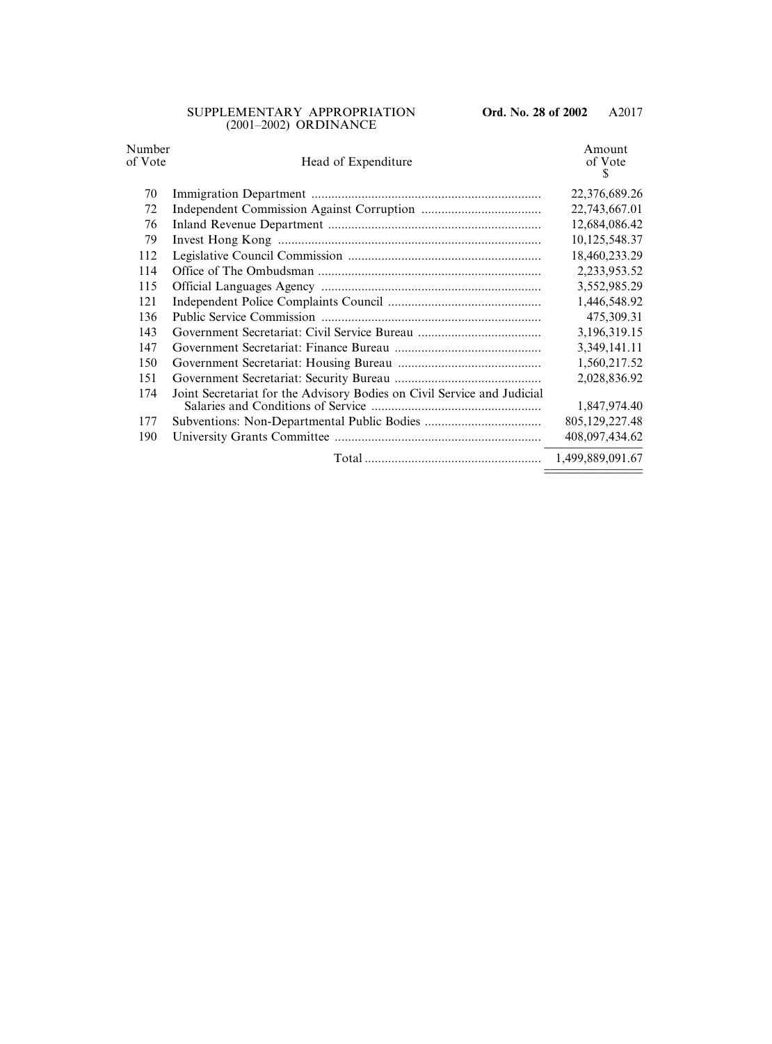| Number of Vote | Head of Expenditure | Amount of Vote $ |
|---|---|---|
| 70 | Immigration Department | 22,376,689.26 |
| 72 | Independent Commission Against Corruption | 22,743,667.01 |
| 76 | Inland Revenue Department | 12,684,086.42 |
| 79 | Invest Hong Kong | 10,125,548.37 |
| 112 | Legislative Council Commission | 18,460,233.29 |
| 114 | Office of The Ombudsman | 2,233,953.52 |
| 115 | Official Languages Agency | 3,552,985.29 |
| 121 | Independent Police Complaints Council | 1,446,548.92 |
| 136 | Public Service Commission | 475,309.31 |
| 143 | Government Secretariat: Civil Service Bureau | 3,196,319.15 |
| 147 | Government Secretariat: Finance Bureau | 3,349,141.11 |
| 150 | Government Secretariat: Housing Bureau | 1,560,217.52 |
| 151 | Government Secretariat: Security Bureau | 2,028,836.92 |
| 174 | Joint Secretariat for the Advisory Bodies on Civil Service and Judicial Salaries and Conditions of Service | 1,847,974.40 |
| 177 | Subventions: Non-Departmental Public Bodies | 805,129,227.48 |
| 190 | University Grants Committee | 408,097,434.62 |
| | Total | 1,499,889,091.67 |